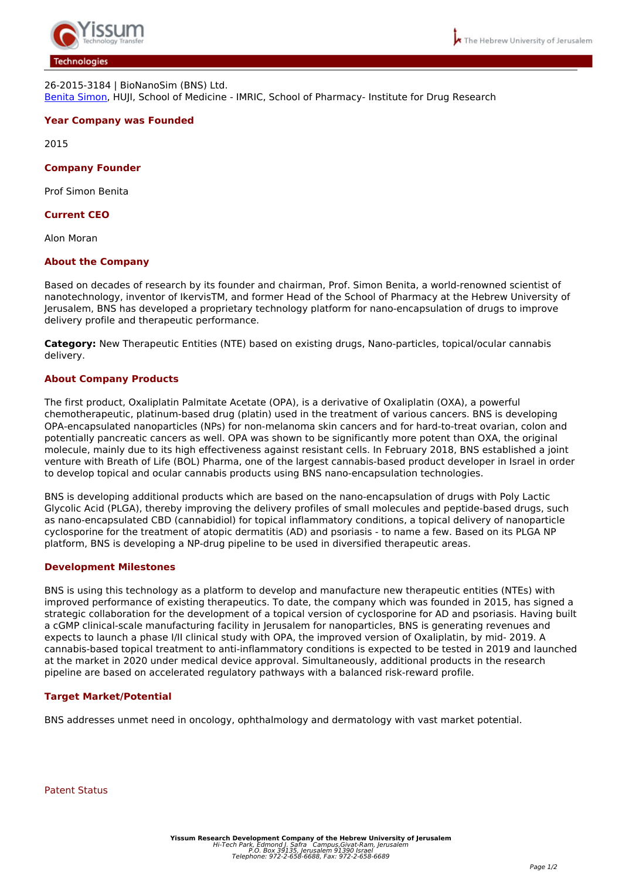26-2015-3184 | BioNanoSim (BNS) Ltd.
[Benita Simon](), HUJI, School of Medicine - IMRIC, School of Pharmacy- Institute for Drug Research

### Year Company was Founded

2015

### Company Founder

Prof Simon Benita

### Current CEO

Alon Moran

### About the Company

Based on decades of research by its founder and chairman, Prof. Simon Benita, a world-renowned scientist of nanotechnology, inventor of IkervisTM, and former Head of the School of Pharmacy at the Hebrew University of Jerusalem, BNS has developed a proprietary technology platform for nano-encapsulation of drugs to improve delivery profile and therapeutic performance.

**Category:** New Therapeutic Entities (NTE) based on existing drugs, Nano-particles, topical/ocular cannabis delivery.

### About Company Products

The first product, Oxaliplatin Palmitate Acetate (OPA), is a derivative of Oxaliplatin (OXA), a powerful chemotherapeutic, platinum-based drug (platin) used in the treatment of various cancers. BNS is developing OPA-encapsulated nanoparticles (NPs) for non-melanoma skin cancers and for hard-to-treat ovarian, colon and potentially pancreatic cancers as well. OPA was shown to be significantly more potent than OXA, the original molecule, mainly due to its high effectiveness against resistant cells. In February 2018, BNS established a joint venture with Breath of Life (BOL) Pharma, one of the largest cannabis-based product developer in Israel in order to develop topical and ocular cannabis products using BNS nano-encapsulation technologies.

BNS is developing additional products which are based on the nano-encapsulation of drugs with Poly Lactic Glycolic Acid (PLGA), thereby improving the delivery profiles of small molecules and peptide-based drugs, such as nano-encapsulated CBD (cannabidiol) for topical inflammatory conditions, a topical delivery of nanoparticle cyclosporine for the treatment of atopic dermatitis (AD) and psoriasis - to name a few. Based on its PLGA NP platform, BNS is developing a NP-drug pipeline to be used in diversified therapeutic areas.

### Development Milestones

BNS is using this technology as a platform to develop and manufacture new therapeutic entities (NTEs) with improved performance of existing therapeutics. To date, the company which was founded in 2015, has signed a strategic collaboration for the development of a topical version of cyclosporine for AD and psoriasis. Having built a cGMP clinical-scale manufacturing facility in Jerusalem for nanoparticles, BNS is generating revenues and expects to launch a phase I/II clinical study with OPA, the improved version of Oxaliplatin, by mid- 2019. A cannabis-based topical treatment to anti-inflammatory conditions is expected to be tested in 2019 and launched at the market in 2020 under medical device approval. Simultaneously, additional products in the research pipeline are based on accelerated regulatory pathways with a balanced risk-reward profile.

### Target Market/Potential

BNS addresses unmet need in oncology, ophthalmology and dermatology with vast market potential.

Patent Status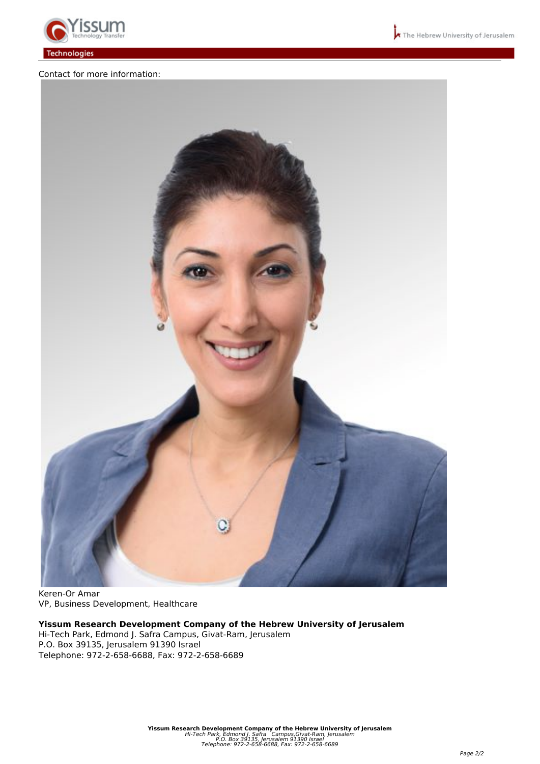Contact for more information:

Keren-Or Amar
VP, Business Development, Healthcare

**Yissum Research Development Company of the Hebrew University of Jerusalem**
Hi-Tech Park, Edmond J. Safra Campus, Givat-Ram, Jerusalem
P.O. Box 39135, Jerusalem 91390 Israel
Telephone: 972-2-658-6688, Fax: 972-2-658-6689